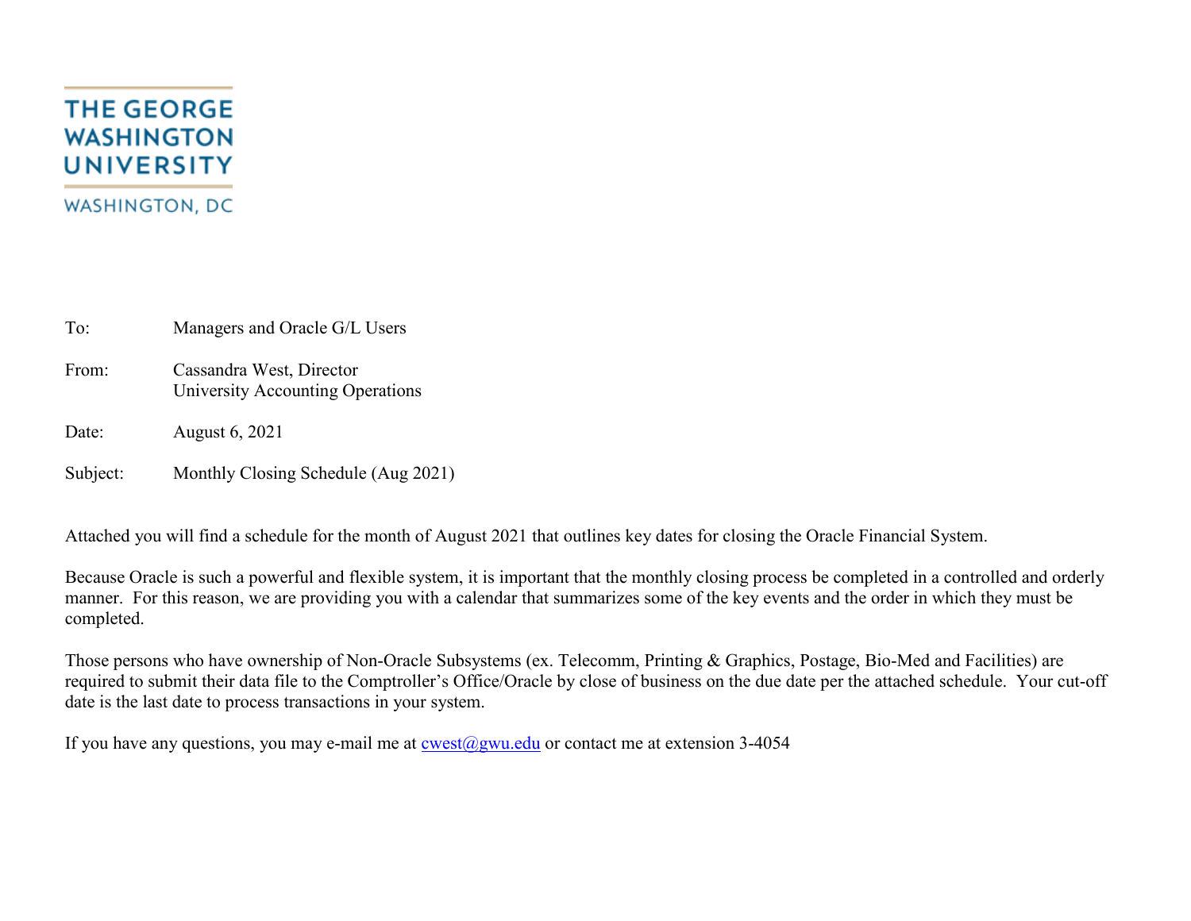THE GEORGE WASHINGTON UNIVERSITY

WASHINGTON, DC

To: Managers and Oracle G/L Users

From: Cassandra West, Director
University Accounting Operations

Date: August 6, 2021

Subject: Monthly Closing Schedule (Aug 2021)

Attached you will find a schedule for the month of August 2021 that outlines key dates for closing the Oracle Financial System.

Because Oracle is such a powerful and flexible system, it is important that the monthly closing process be completed in a controlled and orderly manner. For this reason, we are providing you with a calendar that summarizes some of the key events and the order in which they must be completed.

Those persons who have ownership of Non-Oracle Subsystems (ex. Telecomm, Printing & Graphics, Postage, Bio-Med and Facilities) are required to submit their data file to the Comptroller's Office/Oracle by close of business on the due date per the attached schedule. Your cut-off date is the last date to process transactions in your system.

If you have any questions, you may e-mail me at cwest@gwu.edu or contact me at extension 3-4054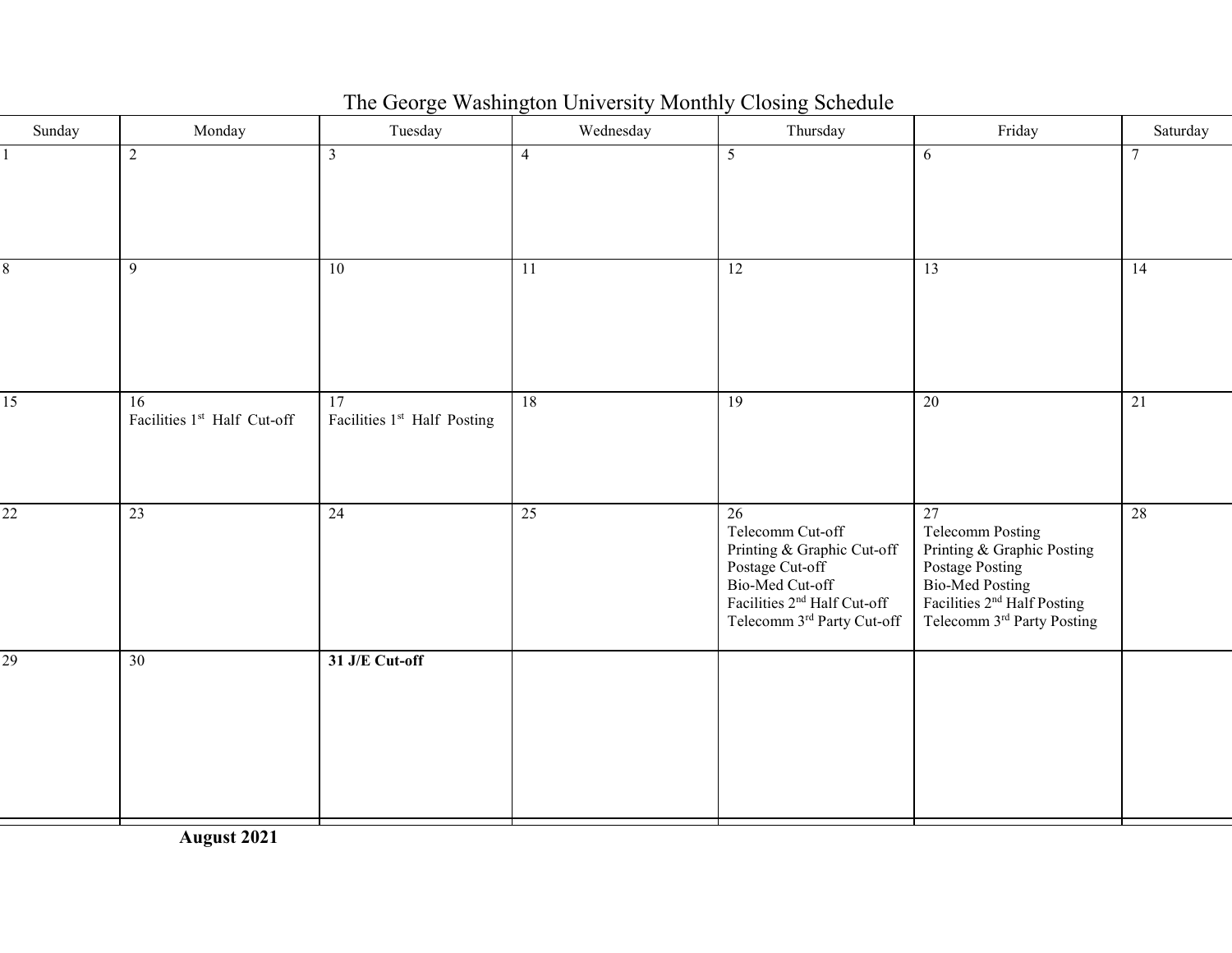# The George Washington University Monthly Closing Schedule

| Sunday | Monday | Tuesday | Wednesday | Thursday | Friday | Saturday |
|---|---|---|---|---|---|---|
| 1 | 2 | 3 | 4 | 5 | 6 | 7 |
| 8 | 9 | 10 | 11 | 12 | 13 | 14 |
| 15 | 16<br>Facilities 1st Half Cut-off | 17<br>Facilities 1st Half Posting | 18 | 19 | 20 | 21 |
| 22 | 23 | 24 | 25 | 26<br>Telecomm Cut-off<br>Printing & Graphic Cut-off<br>Postage Cut-off<br>Bio-Med Cut-off<br>Facilities 2nd Half Cut-off<br>Telecomm 3rd Party Cut-off | 27<br>Telecomm Posting<br>Printing & Graphic Posting<br>Postage Posting<br>Bio-Med Posting<br>Facilities 2nd Half Posting<br>Telecomm 3rd Party Posting | 28 |
| 29 | 30 | **31 J/E Cut-off** | | | | |

**August 2021**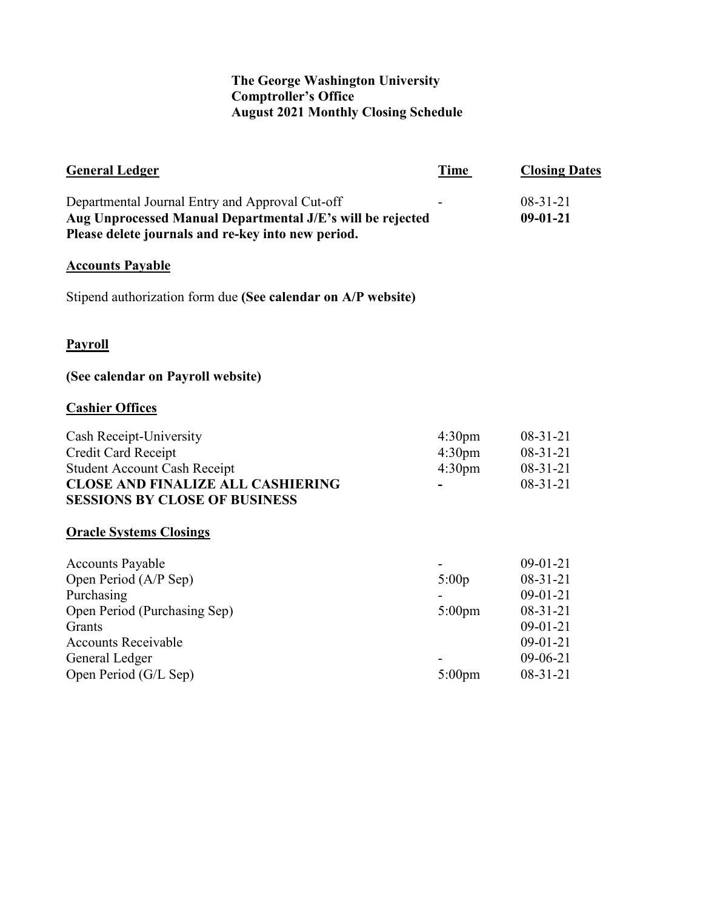**The George Washington University**
**Comptroller's Office**
**August 2021 Monthly Closing Schedule**

| General Ledger | Time | Closing Dates |
| --- | --- | --- |
| Departmental Journal Entry and Approval Cut-off | - | 08-31-21 |
| **Aug Unprocessed Manual Departmental J/E's will be rejected** | | **09-01-21** |
| **Please delete journals and re-key into new period.** | | |

**Accounts Payable**

Stipend authorization form due **(See calendar on A/P website)**

**Payroll**

**(See calendar on Payroll website)**

**Cashier Offices**

| | | |
| --- | --- | --- |
| Cash Receipt-University | 4:30pm | 08-31-21 |
| Credit Card Receipt | 4:30pm | 08-31-21 |
| Student Account Cash Receipt | 4:30pm | 08-31-21 |
| **CLOSE AND FINALIZE ALL CASHIERING SESSIONS BY CLOSE OF BUSINESS** | **-** | 08-31-21 |

**Oracle Systems Closings**

| | | |
| --- | --- | --- |
| Accounts Payable | - | 09-01-21 |
| Open Period (A/P Sep) | 5:00p | 08-31-21 |
| Purchasing | - | 09-01-21 |
| Open Period (Purchasing Sep) | 5:00pm | 08-31-21 |
| Grants | | 09-01-21 |
| Accounts Receivable | | 09-01-21 |
| General Ledger | - | 09-06-21 |
| Open Period (G/L Sep) | 5:00pm | 08-31-21 |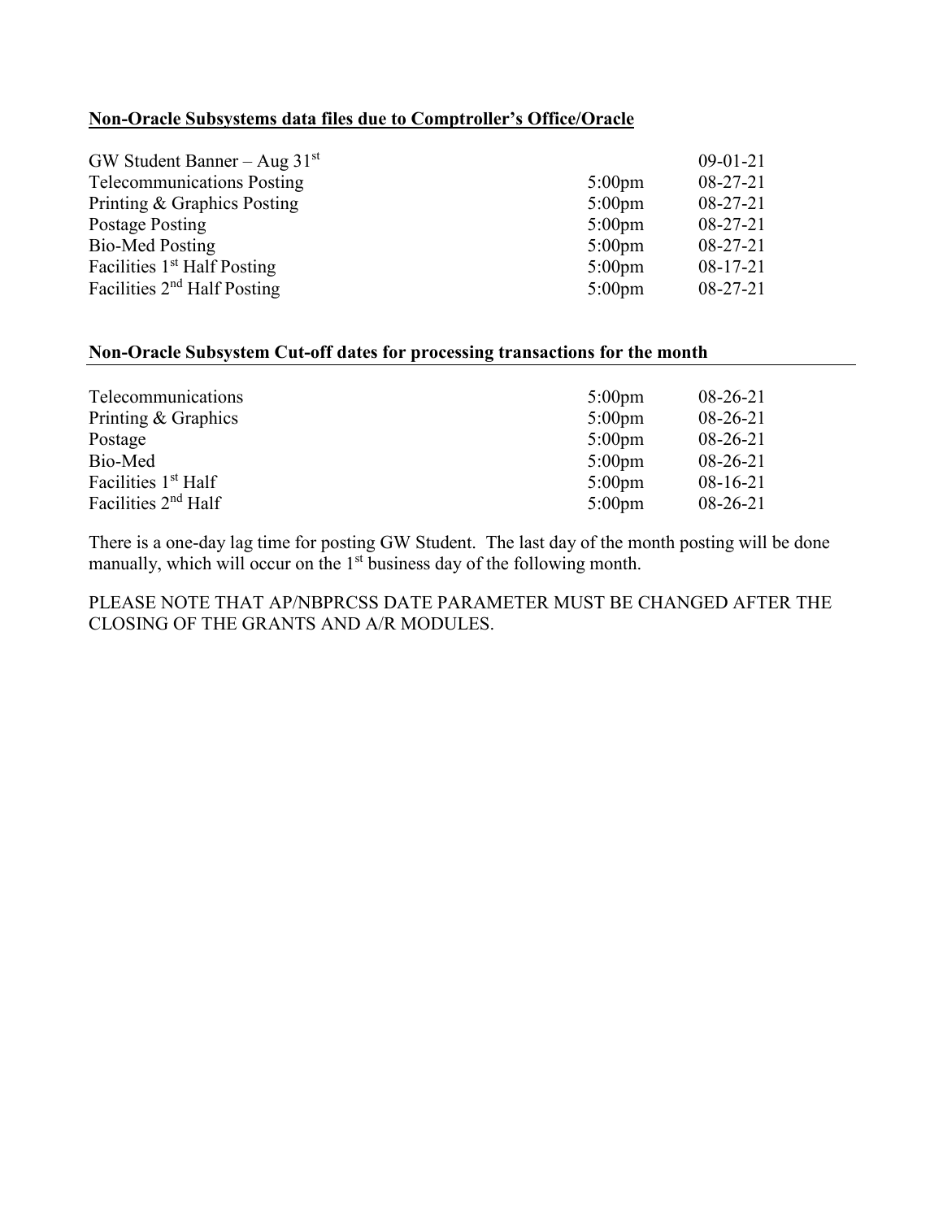**Non-Oracle Subsystems data files due to Comptroller's Office/Oracle**

| | | |
|---|---|---|
| GW Student Banner – Aug 31st | | 09-01-21 |
| Telecommunications Posting | 5:00pm | 08-27-21 |
| Printing & Graphics Posting | 5:00pm | 08-27-21 |
| Postage Posting | 5:00pm | 08-27-21 |
| Bio-Med Posting | 5:00pm | 08-27-21 |
| Facilities 1st Half Posting | 5:00pm | 08-17-21 |
| Facilities 2nd Half Posting | 5:00pm | 08-27-21 |

**Non-Oracle Subsystem Cut-off dates for processing transactions for the month**

| | | |
|---|---|---|
| Telecommunications | 5:00pm | 08-26-21 |
| Printing & Graphics | 5:00pm | 08-26-21 |
| Postage | 5:00pm | 08-26-21 |
| Bio-Med | 5:00pm | 08-26-21 |
| Facilities 1st Half | 5:00pm | 08-16-21 |
| Facilities 2nd Half | 5:00pm | 08-26-21 |

There is a one-day lag time for posting GW Student. The last day of the month posting will be done manually, which will occur on the 1st business day of the following month.

PLEASE NOTE THAT AP/NBPRCSS DATE PARAMETER MUST BE CHANGED AFTER THE CLOSING OF THE GRANTS AND A/R MODULES.